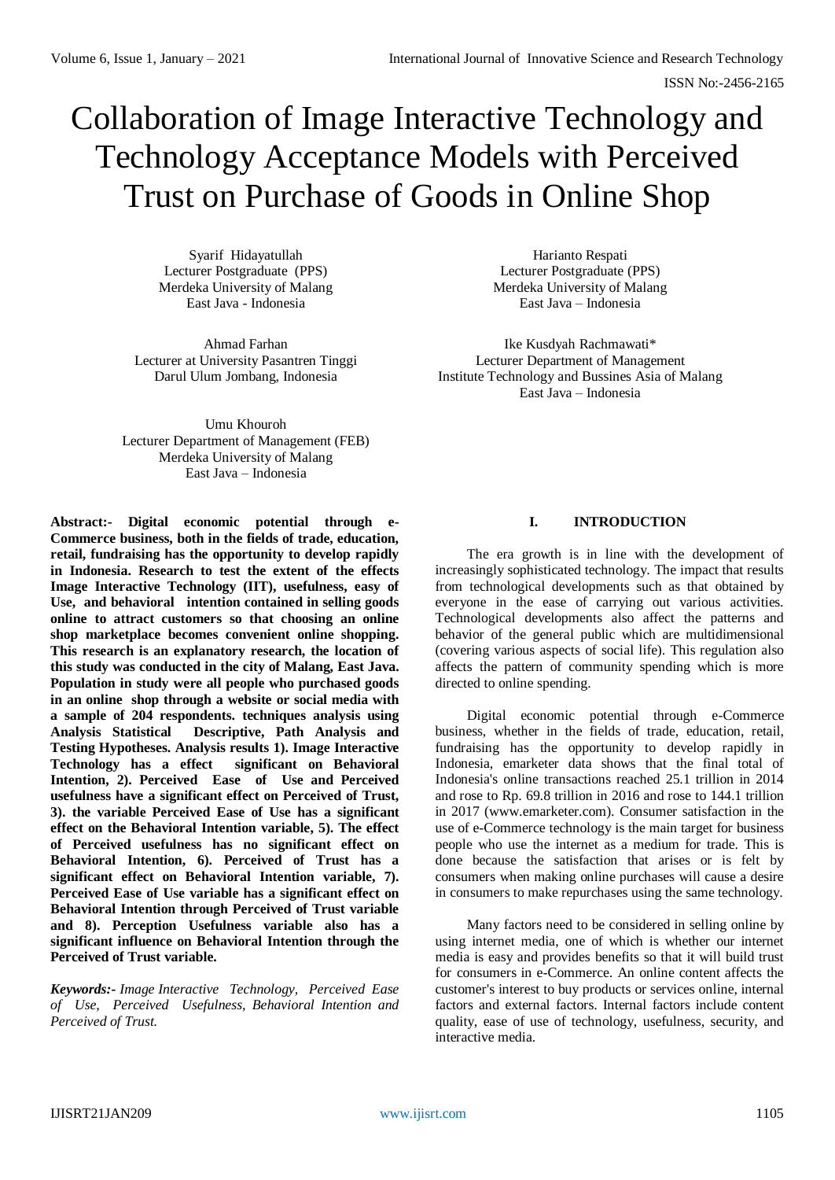# Collaboration of Image Interactive Technology and Technology Acceptance Models with Perceived Trust on Purchase of Goods in Online Shop

Syarif Hidayatullah
Lecturer Postgraduate (PPS)
Merdeka University of Malang
East Java - Indonesia

Harianto Respati
Lecturer Postgraduate (PPS)
Merdeka University of Malang
East Java – Indonesia

Ahmad Farhan
Lecturer at University Pasantren Tinggi
Darul Ulum Jombang, Indonesia

Ike Kusdyah Rachmawati*
Lecturer Department of Management
Institute Technology and Bussines Asia of Malang
East Java – Indonesia

Umu Khouroh
Lecturer Department of Management (FEB)
Merdeka University of Malang
East Java – Indonesia

**Abstract:- Digital economic potential through e-Commerce business, both in the fields of trade, education, retail, fundraising has the opportunity to develop rapidly in Indonesia. Research to test the extent of the effects Image Interactive Technology (IIT), usefulness, easy of Use, and behavioral intention contained in selling goods online to attract customers so that choosing an online shop marketplace becomes convenient online shopping. This research is an explanatory research, the location of this study was conducted in the city of Malang, East Java. Population in study were all people who purchased goods in an online shop through a website or social media with a sample of 204 respondents. techniques analysis using Analysis Statistical Descriptive, Path Analysis and Testing Hypotheses. Analysis results 1). Image Interactive Technology has a effect significant on Behavioral Intention, 2). Perceived Ease of Use and Perceived usefulness have a significant effect on Perceived of Trust, 3). the variable Perceived Ease of Use has a significant effect on the Behavioral Intention variable, 5). The effect of Perceived usefulness has no significant effect on Behavioral Intention, 6). Perceived of Trust has a significant effect on Behavioral Intention variable, 7). Perceived Ease of Use variable has a significant effect on Behavioral Intention through Perceived of Trust variable and 8). Perception Usefulness variable also has a significant influence on Behavioral Intention through the Perceived of Trust variable.**

***Keywords:-*** *Image Interactive Technology, Perceived Ease of Use, Perceived Usefulness, Behavioral Intention and Perceived of Trust.*

## I. INTRODUCTION

The era growth is in line with the development of increasingly sophisticated technology. The impact that results from technological developments such as that obtained by everyone in the ease of carrying out various activities. Technological developments also affect the patterns and behavior of the general public which are multidimensional (covering various aspects of social life). This regulation also affects the pattern of community spending which is more directed to online spending.

Digital economic potential through e-Commerce business, whether in the fields of trade, education, retail, fundraising has the opportunity to develop rapidly in Indonesia, emarketer data shows that the final total of Indonesia's online transactions reached 25.1 trillion in 2014 and rose to Rp. 69.8 trillion in 2016 and rose to 144.1 trillion in 2017 (www.emarketer.com). Consumer satisfaction in the use of e-Commerce technology is the main target for business people who use the internet as a medium for trade. This is done because the satisfaction that arises or is felt by consumers when making online purchases will cause a desire in consumers to make repurchases using the same technology.

Many factors need to be considered in selling online by using internet media, one of which is whether our internet media is easy and provides benefits so that it will build trust for consumers in e-Commerce. An online content affects the customer's interest to buy products or services online, internal factors and external factors. Internal factors include content quality, ease of use of technology, usefulness, security, and interactive media.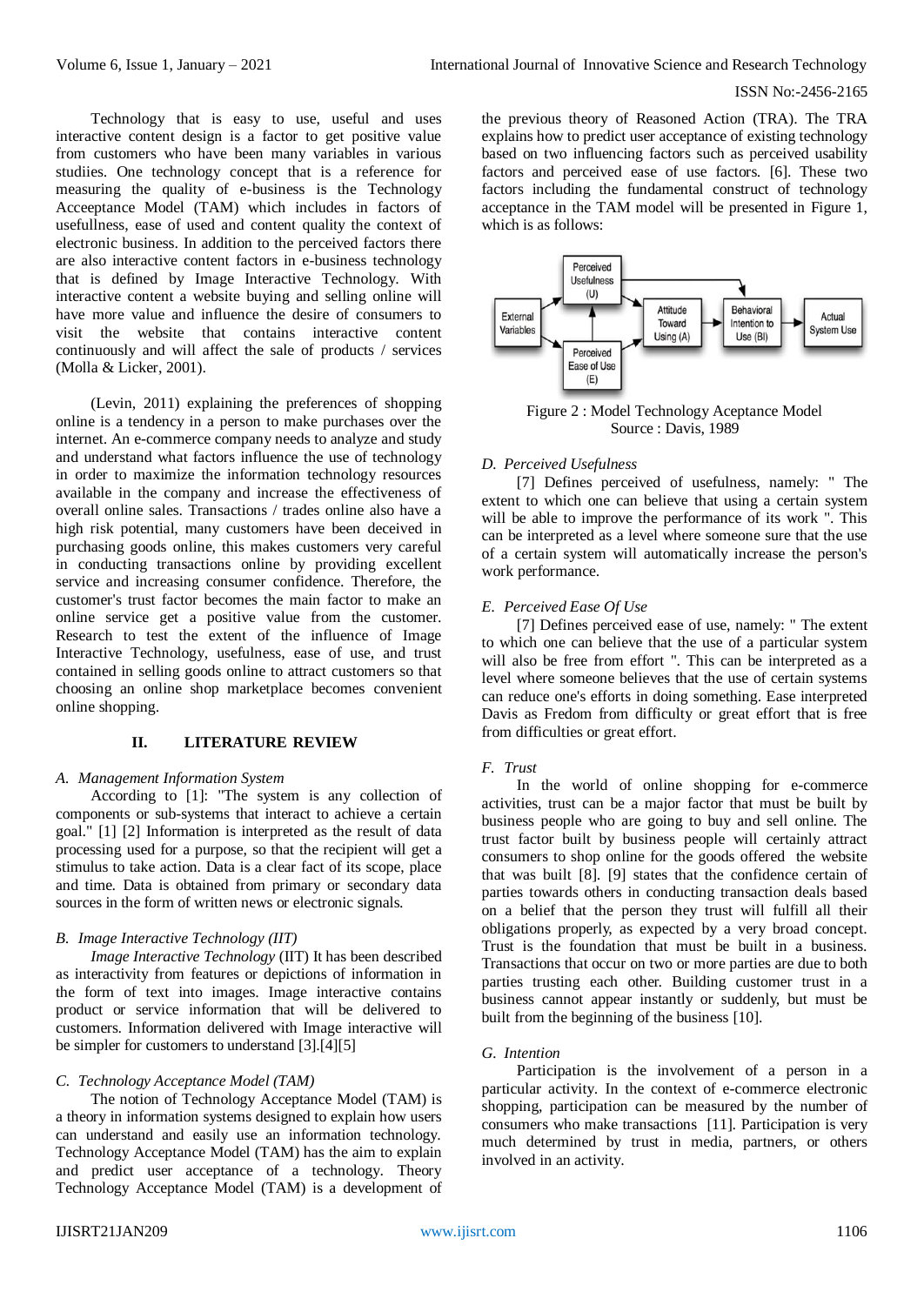Technology that is easy to use, useful and uses interactive content design is a factor to get positive value from customers who have been many variables in various studiies. One technology concept that is a reference for measuring the quality of e-business is the Technology Acceeptance Model (TAM) which includes in factors of usefullness, ease of used and content quality the context of electronic business. In addition to the perceived factors there are also interactive content factors in e-business technology that is defined by Image Interactive Technology. With interactive content a website buying and selling online will have more value and influence the desire of consumers to visit the website that contains interactive content continuously and will affect the sale of products / services (Molla & Licker, 2001).

(Levin, 2011) explaining the preferences of shopping online is a tendency in a person to make purchases over the internet. An e-commerce company needs to analyze and study and understand what factors influence the use of technology in order to maximize the information technology resources available in the company and increase the effectiveness of overall online sales. Transactions / trades online also have a high risk potential, many customers have been deceived in purchasing goods online, this makes customers very careful in conducting transactions online by providing excellent service and increasing consumer confidence. Therefore, the customer's trust factor becomes the main factor to make an online service get a positive value from the customer. Research to test the extent of the influence of Image Interactive Technology, usefulness, ease of use, and trust contained in selling goods online to attract customers so that choosing an online shop marketplace becomes convenient online shopping.

## II. LITERATURE REVIEW

### *A. Management Information System*

According to [1]: "The system is any collection of components or sub-systems that interact to achieve a certain goal." [1] [2] Information is interpreted as the result of data processing used for a purpose, so that the recipient will get a stimulus to take action. Data is a clear fact of its scope, place and time. Data is obtained from primary or secondary data sources in the form of written news or electronic signals.

### *B. Image Interactive Technology (IIT)*

*Image Interactive Technology* (IIT) It has been described as interactivity from features or depictions of information in the form of text into images. Image interactive contains product or service information that will be delivered to customers. Information delivered with Image interactive will be simpler for customers to understand [3].[4][5]

### *C. Technology Acceptance Model (TAM)*

The notion of Technology Acceptance Model (TAM) is a theory in information systems designed to explain how users can understand and easily use an information technology. Technology Acceptance Model (TAM) has the aim to explain and predict user acceptance of a technology. Theory Technology Acceptance Model (TAM) is a development of the previous theory of Reasoned Action (TRA). The TRA explains how to predict user acceptance of existing technology based on two influencing factors such as perceived usability factors and perceived ease of use factors. [6]. These two factors including the fundamental construct of technology acceptance in the TAM model will be presented in Figure 1, which is as follows:

Figure 2 : Model Technology Aceptance Model
Source : Davis, 1989

### *D. Perceived Usefulness*

[7] Defines perceived of usefulness, namely: " The extent to which one can believe that using a certain system will be able to improve the performance of its work ". This can be interpreted as a level where someone sure that the use of a certain system will automatically increase the person's work performance.

### *E. Perceived Ease Of Use*

[7] Defines perceived ease of use, namely: " The extent to which one can believe that the use of a particular system will also be free from effort ". This can be interpreted as a level where someone believes that the use of certain systems can reduce one's efforts in doing something. Ease interpreted Davis as Fredom from difficulty or great effort that is free from difficulties or great effort.

### *F. Trust*

In the world of online shopping for e-commerce activities, trust can be a major factor that must be built by business people who are going to buy and sell online. The trust factor built by business people will certainly attract consumers to shop online for the goods offered the website that was built [8]. [9] states that the confidence certain of parties towards others in conducting transaction deals based on a belief that the person they trust will fulfill all their obligations properly, as expected by a very broad concept. Trust is the foundation that must be built in a business. Transactions that occur on two or more parties are due to both parties trusting each other. Building customer trust in a business cannot appear instantly or suddenly, but must be built from the beginning of the business [10].

### *G. Intention*

Participation is the involvement of a person in a particular activity. In the context of e-commerce electronic shopping, participation can be measured by the number of consumers who make transactions [11]. Participation is very much determined by trust in media, partners, or others involved in an activity.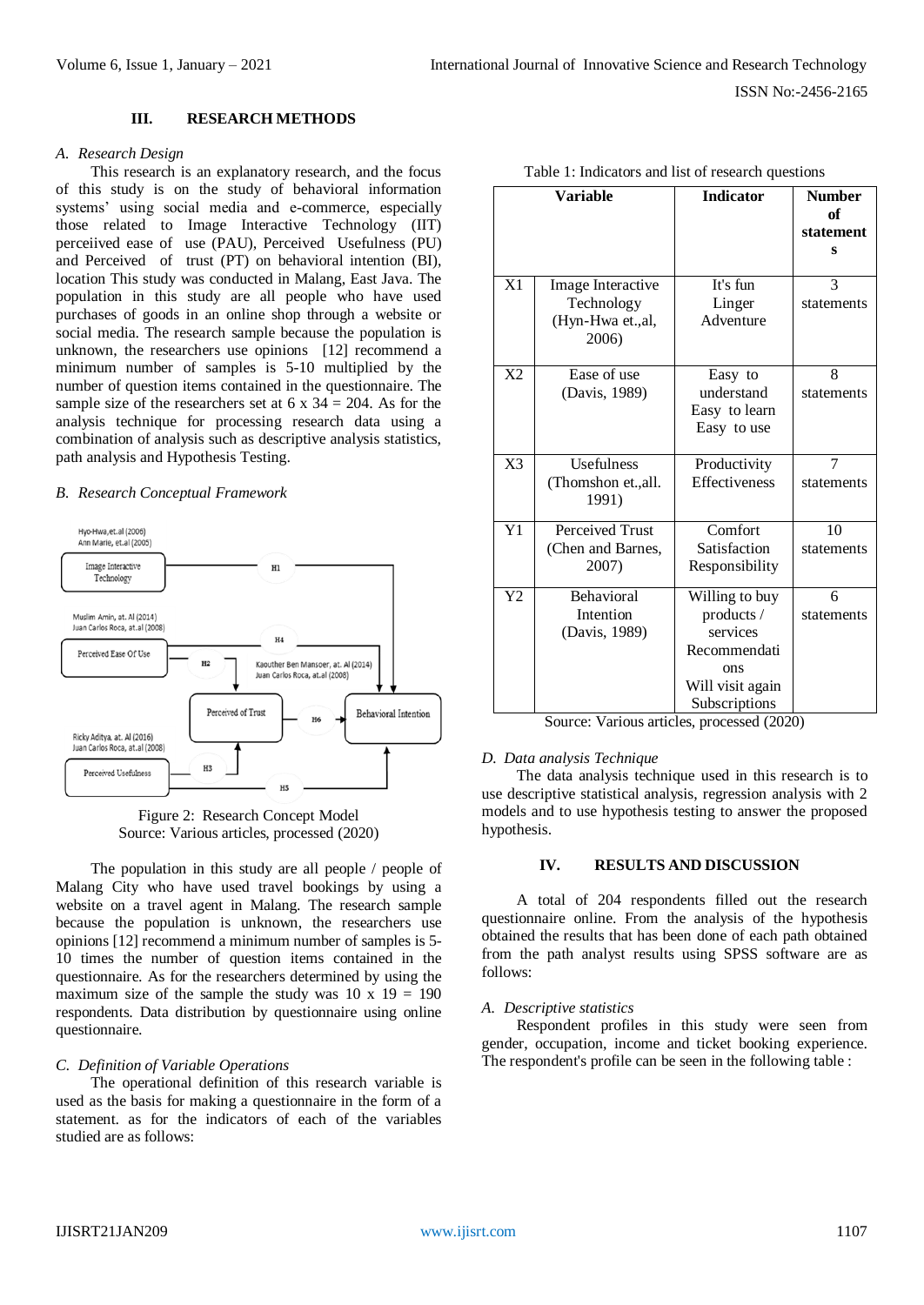## III. RESEARCH METHODS

### *A. Research Design*

This research is an explanatory research, and the focus of this study is on the study of behavioral information systems' using social media and e-commerce, especially those related to Image Interactive Technology (IIT) perceiived ease of use (PAU), Perceived Usefulness (PU) and Perceived of trust (PT) on behavioral intention (BI), location This study was conducted in Malang, East Java. The population in this study are all people who have used purchases of goods in an online shop through a website or social media. The research sample because the population is unknown, the researchers use opinions [12] recommend a minimum number of samples is 5-10 multiplied by the number of question items contained in the questionnaire. The sample size of the researchers set at 6 x 34 = 204. As for the analysis technique for processing research data using a combination of analysis such as descriptive analysis statistics, path analysis and Hypothesis Testing.

### *B. Research Conceptual Framework*

Figure 2: Research Concept Model
Source: Various articles, processed (2020)

The population in this study are all people / people of Malang City who have used travel bookings by using a website on a travel agent in Malang. The research sample because the population is unknown, the researchers use opinions [12] recommend a minimum number of samples is 5-10 times the number of question items contained in the questionnaire. As for the researchers determined by using the maximum size of the sample the study was 10 x 19 = 190 respondents. Data distribution by questionnaire using online questionnaire.

### *C. Definition of Variable Operations*

The operational definition of this research variable is used as the basis for making a questionnaire in the form of a statement. as for the indicators of each of the variables studied are as follows:

Table 1: Indicators and list of research questions

| Variable | | Indicator | Number of statements |
|---|---|---|---|
| X1 | Image Interactive Technology (Hyn-Hwa et.,al, 2006) | It's fun<br>Linger<br>Adventure | 3 statements |
| X2 | Ease of use (Davis, 1989) | Easy to understand<br>Easy to learn<br>Easy to use | 8 statements |
| X3 | Usefulness (Thomshon et.,all. 1991) | Productivity<br>Effectiveness | 7 statements |
| Y1 | Perceived Trust (Chen and Barnes, 2007) | Comfort<br>Satisfaction<br>Responsibility | 10 statements |
| Y2 | Behavioral Intention (Davis, 1989) | Willing to buy products / services<br>Recommendations<br>Will visit again<br>Subscriptions | 6 statements |

Source: Various articles, processed (2020)

### *D. Data analysis Technique*

The data analysis technique used in this research is to use descriptive statistical analysis, regression analysis with 2 models and to use hypothesis testing to answer the proposed hypothesis.

## IV. RESULTS AND DISCUSSION

A total of 204 respondents filled out the research questionnaire online. From the analysis of the hypothesis obtained the results that has been done of each path obtained from the path analyst results using SPSS software are as follows:

### *A. Descriptive statistics*

Respondent profiles in this study were seen from gender, occupation, income and ticket booking experience. The respondent's profile can be seen in the following table :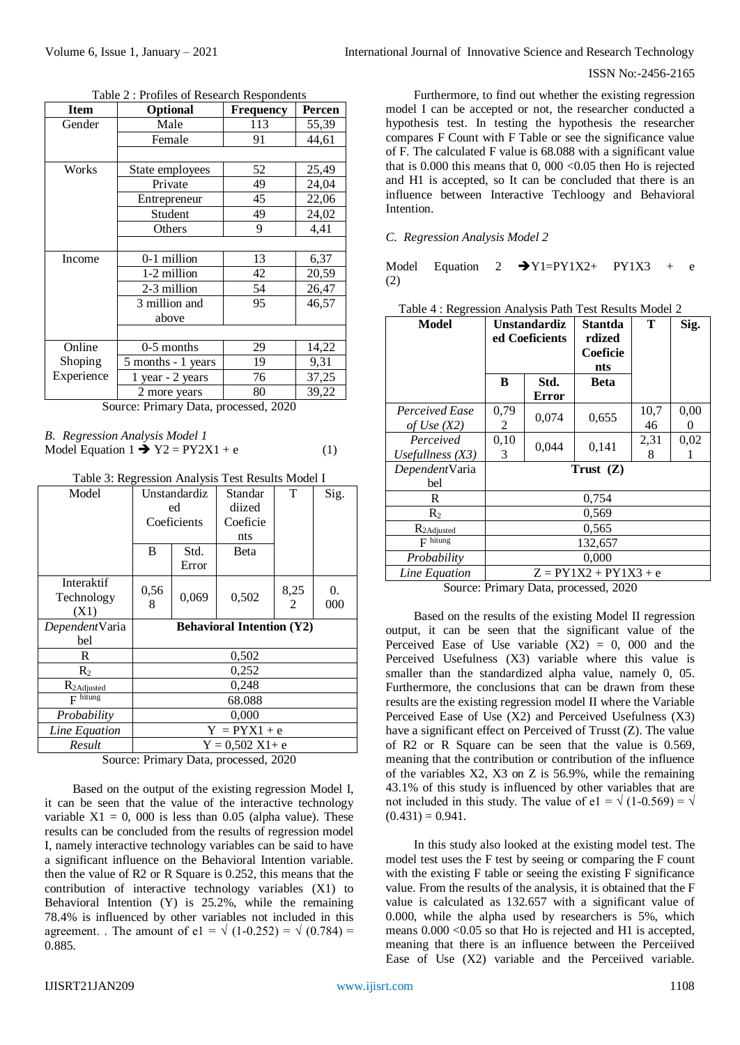Table 2 : Profiles of Research Respondents

| Item | Optional | Frequency | Percen |
|---|---|---|---|
| Gender | Male | 113 | 55,39 |
| | Female | 91 | 44,61 |
| | | | |
| Works | State employees | 52 | 25,49 |
| | Private | 49 | 24,04 |
| | Entrepreneur | 45 | 22,06 |
| | Student | 49 | 24,02 |
| | Others | 9 | 4,41 |
| | | | |
| Income | 0-1 million | 13 | 6,37 |
| | 1-2 million | 42 | 20,59 |
| | 2-3 million | 54 | 26,47 |
| | 3 million and above | 95 | 46,57 |
| | | | |
| Online Shoping Experience | 0-5 months | 29 | 14,22 |
| | 5 months - 1 years | 19 | 9,31 |
| | 1 year - 2 years | 76 | 37,25 |
| | 2 more years | 80 | 39,22 |

Source: Primary Data, processed, 2020

### *B. Regression Analysis Model 1*

Model Equation 1 ➔ Y2 = PY2X1 + e (1)

Table 3: Regression Analysis Test Results Model I

| Model | Unstandardized Coeficients | | Standardiized Coeficients | T | Sig. |
|---|---|---|---|---|---|
| | B | Std. Error | Beta | | |
| Interaktif Technology (X1) | 0,568 | 0,069 | 0,502 | 8,252 | 0.000 |
| *Dependent* Variabel | **Behavioral Intention (Y2)** | | | | |
| R | 0,502 | | | | |
| $R_2$ | 0,252 | | | | |
| $R_{2Adjusted}$ | 0,248 | | | | |
| $F$ hitung | 68.088 | | | | |
| *Probability* | 0,000 | | | | |
| *Line Equation* | Y = PYX1 + e | | | | |
| *Result* | Y = 0,502 X1+ e | | | | |

Source: Primary Data, processed, 2020

Based on the output of the existing regression Model I, it can be seen that the value of the interactive technology variable X1 = 0, 000 is less than 0.05 (alpha value). These results can be concluded from the results of regression model I, namely interactive technology variables can be said to have a significant influence on the Behavioral Intention variable. then the value of R2 or R Square is 0.252, this means that the contribution of interactive technology variables (X1) to Behavioral Intention (Y) is 25.2%, while the remaining 78.4% is influenced by other variables not included in this agreement. . The amount of e1 = √ (1-0.252) = √ (0.784) = 0.885.

Furthermore, to find out whether the existing regression model I can be accepted or not, the researcher conducted a hypothesis test. In testing the hypothesis the researcher compares F Count with F Table or see the significance value of F. The calculated F value is 68.088 with a significant value that is 0.000 this means that 0, 000 <0.05 then Ho is rejected and H1 is accepted, so It can be concluded that there is an influence between Interactive Techloogy and Behavioral Intention.

### *C. Regression Analysis Model 2*

Model Equation 2 ➔Y1=PY1X2+ PY1X3 + e (2)

Table 4 : Regression Analysis Path Test Results Model 2

| Model | Unstandardized Coeficients | | Stantdardized Coeficients | T | Sig. |
|---|---|---|---|---|---|
| | B | Std. Error | Beta | | |
| *Perceived Ease of Use (X2)* | 0,792 | 0,074 | 0,655 | 10,746 | 0,000 |
| *Perceived Usefullness (X3)* | 0,103 | 0,044 | 0,141 | 2,318 | 0,021 |
| *Dependent* Variabel | **Trust (Z)** | | | | |
| R | 0,754 | | | | |
| $R_2$ | 0,569 | | | | |
| $R_{2Adjusted}$ | 0,565 | | | | |
| $F$ hitung | 132,657 | | | | |
| *Probability* | 0,000 | | | | |
| *Line Equation* | Z = PY1X2 + PY1X3 + e | | | | |

Source: Primary Data, processed, 2020

Based on the results of the existing Model II regression output, it can be seen that the significant value of the Perceived Ease of Use variable (X2) = 0, 000 and the Perceived Usefulness (X3) variable where this value is smaller than the standardized alpha value, namely 0, 05. Furthermore, the conclusions that can be drawn from these results are the existing regression model II where the Variable Perceived Ease of Use (X2) and Perceived Usefulness (X3) have a significant effect on Perceived of Trusst (Z). The value of R2 or R Square can be seen that the value is 0.569, meaning that the contribution or contribution of the influence of the variables X2, X3 on Z is 56.9%, while the remaining 43.1% of this study is influenced by other variables that are not included in this study. The value of e1 = √ (1-0.569) = √ (0.431) = 0.941.

In this study also looked at the existing model test. The model test uses the F test by seeing or comparing the F count with the existing F table or seeing the existing F significance value. From the results of the analysis, it is obtained that the F value is calculated as 132.657 with a significant value of 0.000, while the alpha used by researchers is 5%, which means 0.000 <0.05 so that Ho is rejected and H1 is accepted, meaning that there is an influence between the Perceiived Ease of Use (X2) variable and the Perceiived variable.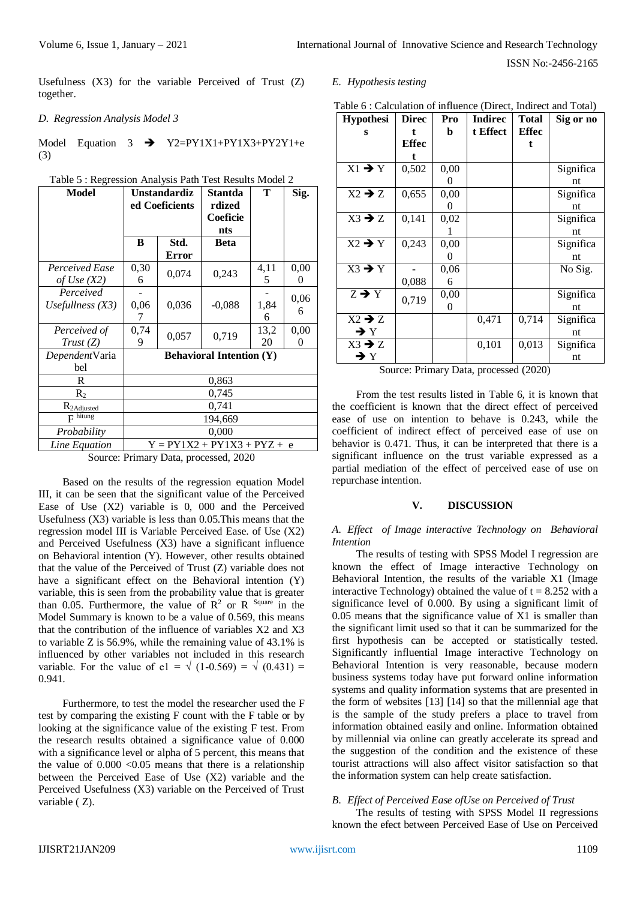Usefulness (X3) for the variable Perceived of Trust (Z) together.

### *D. Regression Analysis Model 3*

Model Equation 3 ➔ Y2=PY1X1+PY1X3+PY2Y1+e (3)

Table 5 : Regression Analysis Path Test Results Model 2

| Model | Unstandardized Coeficients | | Stantdardized Coeficients | T | Sig. |
|---|---|---|---|---|---|
| | B | Std. Error | Beta | | |
| *Perceived Ease of Use (X2)* | 0,306 | 0,074 | 0,243 | 4,115 | 0,000 |
| *Perceived Usefullness (X3)* | -0,067 | 0,036 | -0,088 | -1,846 | 0,066 |
| *Perceived of Trust (Z)* | 0,749 | 0,057 | 0,719 | 13,220 | 0,000 |
| *Dependent*Variabel | **Behavioral Intention (Y)** | | | | |
| R | 0,863 | | | | |
| $R_2$ | 0,745 | | | | |
| $R_{2Adjusted}$ | 0,741 | | | | |
| $F$ hitung | 194,669 | | | | |
| *Probability* | 0,000 | | | | |
| *Line Equation* | Y = PY1X2 + PY1X3 + PYZ + e | | | | |

Source: Primary Data, processed, 2020

Based on the results of the regression equation Model III, it can be seen that the significant value of the Perceived Ease of Use (X2) variable is 0, 000 and the Perceived Usefulness (X3) variable is less than 0.05.This means that the regression model III is Variable Perceived Ease. of Use (X2) and Perceived Usefulness (X3) have a significant influence on Behavioral intention (Y). However, other results obtained that the value of the Perceived of Trust (Z) variable does not have a significant effect on the Behavioral intention (Y) variable, this is seen from the probability value that is greater than 0.05. Furthermore, the value of $R^2$ or R Square in the Model Summary is known to be a value of 0.569, this means that the contribution of the influence of variables X2 and X3 to variable Z is 56.9%, while the remaining value of 43.1% is influenced by other variables not included in this research variable. For the value of e1 = $\sqrt{(1\text{-}0.569)} = \sqrt{(0.431)}$ = 0.941.

Furthermore, to test the model the researcher used the F test by comparing the existing F count with the F table or by looking at the significance value of the existing F test. From the research results obtained a significance value of 0.000 with a significance level or alpha of 5 percent, this means that the value of 0.000 <0.05 means that there is a relationship between the Perceived Ease of Use (X2) variable and the Perceived Usefulness (X3) variable on the Perceived of Trust variable ( Z).

### *E. Hypothesis testing*

Table 6 : Calculation of influence (Direct, Indirect and Total)

| Hypothesis | Direct Effect | Prob | Indirect Effect | Total Effect | Sig or no |
|---|---|---|---|---|---|
| X1 ➔ Y | 0,502 | 0,000 | | | Significant |
| X2 ➔ Z | 0,655 | 0,000 | | | Significant |
| X3 ➔ Z | 0,141 | 0,021 | | | Significant |
| X2 ➔ Y | 0,243 | 0,000 | | | Significant |
| X3 ➔ Y | -0,088 | 0,066 | | | No Sig. |
| Z ➔ Y | 0,719 | 0,000 | | | Significant |
| X2 ➔ Z ➔ Y | | | 0,471 | 0,714 | Significant |
| X3 ➔ Z ➔ Y | | | 0,101 | 0,013 | Significant |

Source: Primary Data, processed (2020)

From the test results listed in Table 6, it is known that the coefficient is known that the direct effect of perceived ease of use on intention to behave is 0.243, while the coefficient of indirect effect of perceived ease of use on behavior is 0.471. Thus, it can be interpreted that there is a significant influence on the trust variable expressed as a partial mediation of the effect of perceived ease of use on repurchase intention.

## V. DISCUSSION

### *A. Effect of Image interactive Technology on Behavioral Intention*

The results of testing with SPSS Model I regression are known the effect of Image interactive Technology on Behavioral Intention, the results of the variable X1 (Image interactive Technology) obtained the value of t = 8.252 with a significance level of 0.000. By using a significant limit of 0.05 means that the significance value of X1 is smaller than the significant limit used so that it can be summarized for the first hypothesis can be accepted or statistically tested. Significantly influential Image interactive Technology on Behavioral Intention is very reasonable, because modern business systems today have put forward online information systems and quality information systems that are presented in the form of websites [13] [14] so that the millennial age that is the sample of the study prefers a place to travel from information obtained easily and online. Information obtained by millennial via online can greatly accelerate its spread and the suggestion of the condition and the existence of these tourist attractions will also affect visitor satisfaction so that the information system can help create satisfaction.

### *B. Effect of Perceived Ease ofUse on Perceived of Trust*

The results of testing with SPSS Model II regressions known the efect between Perceived Ease of Use on Perceived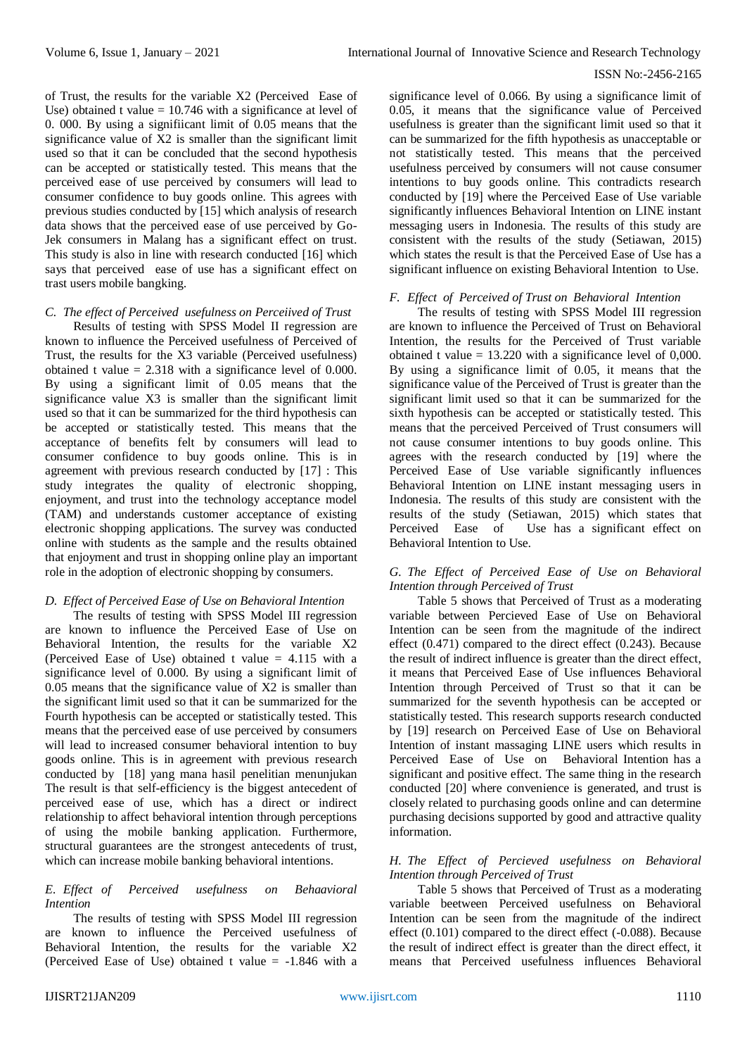of Trust, the results for the variable X2 (Perceived Ease of Use) obtained t value = 10.746 with a significance at level of 0. 000. By using a signifiicant limit of 0.05 means that the significance value of X2 is smaller than the significant limit used so that it can be concluded that the second hypothesis can be accepted or statistically tested. This means that the perceived ease of use perceived by consumers will lead to consumer confidence to buy goods online. This agrees with previous studies conducted by [15] which analysis of research data shows that the perceived ease of use perceived by Go-Jek consumers in Malang has a significant effect on trust. This study is also in line with research conducted [16] which says that perceived ease of use has a significant effect on trast users mobile bangking.

### *C. The effect of Perceived usefulness on Perceiived of Trust*

Results of testing with SPSS Model II regression are known to influence the Perceived usefulness of Perceived of Trust, the results for the X3 variable (Perceived usefulness) obtained t value = 2.318 with a significance level of 0.000. By using a significant limit of 0.05 means that the significance value X3 is smaller than the significant limit used so that it can be summarized for the third hypothesis can be accepted or statistically tested. This means that the acceptance of benefits felt by consumers will lead to consumer confidence to buy goods online. This is in agreement with previous research conducted by [17] : This study integrates the quality of electronic shopping, enjoyment, and trust into the technology acceptance model (TAM) and understands customer acceptance of existing electronic shopping applications. The survey was conducted online with students as the sample and the results obtained that enjoyment and trust in shopping online play an important role in the adoption of electronic shopping by consumers.

### *D. Effect of Perceived Ease of Use on Behavioral Intention*

The results of testing with SPSS Model III regression are known to influence the Perceived Ease of Use on Behavioral Intention, the results for the variable X2 (Perceived Ease of Use) obtained t value = 4.115 with a significance level of 0.000. By using a significant limit of 0.05 means that the significance value of X2 is smaller than the significant limit used so that it can be summarized for the Fourth hypothesis can be accepted or statistically tested. This means that the perceived ease of use perceived by consumers will lead to increased consumer behavioral intention to buy goods online. This is in agreement with previous research conducted by [18] yang mana hasil penelitian menunjukan The result is that self-efficiency is the biggest antecedent of perceived ease of use, which has a direct or indirect relationship to affect behavioral intention through perceptions of using the mobile banking application. Furthermore, structural guarantees are the strongest antecedents of trust, which can increase mobile banking behavioral intentions.

### *E. Effect of Perceived usefulness on Behaavioral Intention*

The results of testing with SPSS Model III regression are known to influence the Perceived usefulness of Behavioral Intention, the results for the variable X2 (Perceived Ease of Use) obtained t value = -1.846 with a significance level of 0.066. By using a significance limit of 0.05, it means that the significance value of Perceived usefulness is greater than the significant limit used so that it can be summarized for the fifth hypothesis as unacceptable or not statistically tested. This means that the perceived usefulness perceived by consumers will not cause consumer intentions to buy goods online. This contradicts research conducted by [19] where the Perceived Ease of Use variable significantly influences Behavioral Intention on LINE instant messaging users in Indonesia. The results of this study are consistent with the results of the study (Setiawan, 2015) which states the result is that the Perceived Ease of Use has a significant influence on existing Behavioral Intention to Use.

### *F. Effect of Perceived of Trust on Behavioral Intention*

The results of testing with SPSS Model III regression are known to influence the Perceived of Trust on Behavioral Intention, the results for the Perceived of Trust variable obtained t value = 13.220 with a significance level of 0,000. By using a significance limit of 0.05, it means that the significance value of the Perceived of Trust is greater than the significant limit used so that it can be summarized for the sixth hypothesis can be accepted or statistically tested. This means that the perceived Perceived of Trust consumers will not cause consumer intentions to buy goods online. This agrees with the research conducted by [19] where the Perceived Ease of Use variable significantly influences Behavioral Intention on LINE instant messaging users in Indonesia. The results of this study are consistent with the results of the study (Setiawan, 2015) which states that Perceived Ease of Use has a significant effect on Behavioral Intention to Use.

### *G. The Effect of Perceived Ease of Use on Behavioral Intention through Perceived of Trust*

Table 5 shows that Perceived of Trust as a moderating variable between Perceived Ease of Use on Behavioral Intention can be seen from the magnitude of the indirect effect (0.471) compared to the direct effect (0.243). Because the result of indirect influence is greater than the direct effect, it means that Perceived Ease of Use influences Behavioral Intention through Perceived of Trust so that it can be summarized for the seventh hypothesis can be accepted or statistically tested. This research supports research conducted by [19] research on Perceived Ease of Use on Behavioral Intention of instant massaging LINE users which results in Perceived Ease of Use on Behavioral Intention has a significant and positive effect. The same thing in the research conducted [20] where convenience is generated, and trust is closely related to purchasing goods online and can determine purchasing decisions supported by good and attractive quality information.

### *H. The Effect of Percieved usefulness on Behavioral Intention through Perceived of Trust*

Table 5 shows that Perceived of Trust as a moderating variable beetween Perceived usefulness on Behavioral Intention can be seen from the magnitude of the indirect effect (0.101) compared to the direct effect (-0.088). Because the result of indirect effect is greater than the direct effect, it means that Perceived usefulness influences Behavioral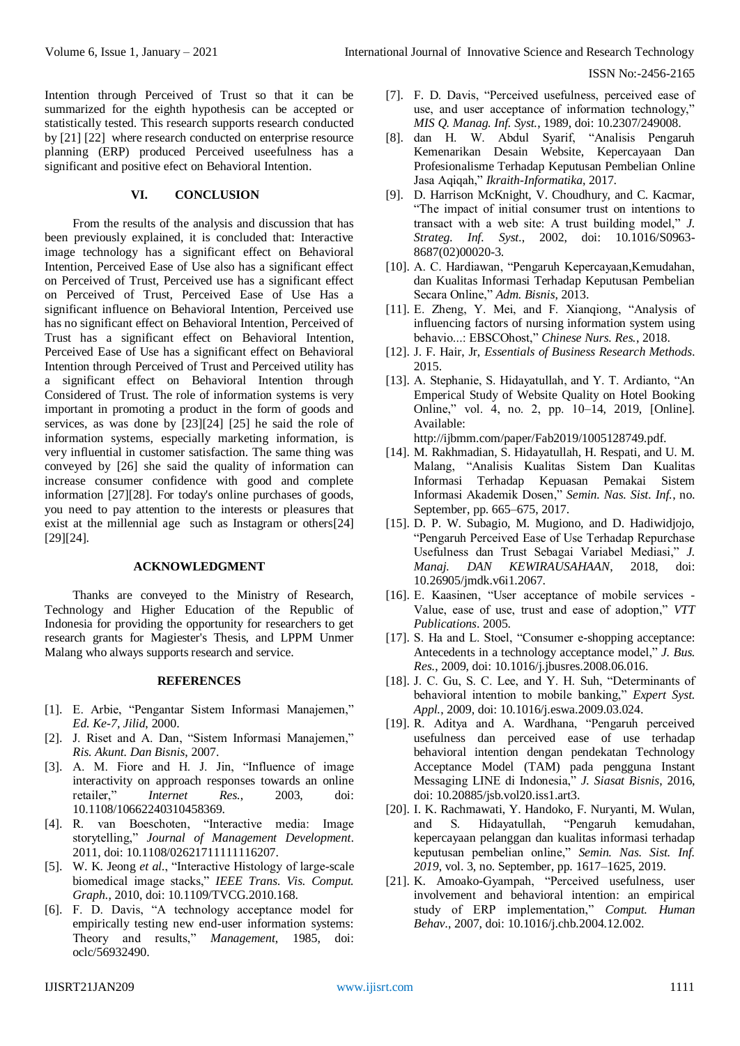Intention through Perceived of Trust so that it can be summarized for the eighth hypothesis can be accepted or statistically tested. This research supports research conducted by [21] [22] where research conducted on enterprise resource planning (ERP) produced Perceived useefulness has a significant and positive efect on Behavioral Intention.

## VI. CONCLUSION

From the results of the analysis and discussion that has been previously explained, it is concluded that: Interactive image technology has a significant effect on Behavioral Intention, Perceived Ease of Use also has a significant effect on Perceived of Trust, Perceived use has a significant effect on Perceived of Trust, Perceived Ease of Use Has a significant influence on Behavioral Intention, Perceived use has no significant effect on Behavioral Intention, Perceived of Trust has a significant effect on Behavioral Intention, Perceived Ease of Use has a significant effect on Behavioral Intention through Perceived of Trust and Perceived utility has a significant effect on Behavioral Intention through Considered of Trust. The role of information systems is very important in promoting a product in the form of goods and services, as was done by [23][24] [25] he said the role of information systems, especially marketing information, is very influential in customer satisfaction. The same thing was conveyed by [26] she said the quality of information can increase consumer confidence with good and complete information [27][28]. For today's online purchases of goods, you need to pay attention to the interests or pleasures that exist at the millennial age such as Instagram or others[24] [29][24].

## ACKNOWLEDGMENT

Thanks are conveyed to the Ministry of Research, Technology and Higher Education of the Republic of Indonesia for providing the opportunity for researchers to get research grants for Magiester's Thesis, and LPPM Unmer Malang who always supports research and service.

## REFERENCES

[1]. E. Arbie, "Pengantar Sistem Informasi Manajemen," *Ed. Ke-7, Jilid*, 2000.

[2]. J. Riset and A. Dan, "Sistem Informasi Manajemen," *Ris. Akunt. Dan Bisnis*, 2007.

[3]. A. M. Fiore and H. J. Jin, "Influence of image interactivity on approach responses towards an online retailer," *Internet Res.*, 2003, doi: 10.1108/10662240310458369.

[4]. R. van Boeschoten, "Interactive media: Image storytelling," *Journal of Management Development*. 2011, doi: 10.1108/02621711111116207.

[5]. W. K. Jeong *et al.*, "Interactive Histology of large-scale biomedical image stacks," *IEEE Trans. Vis. Comput. Graph.*, 2010, doi: 10.1109/TVCG.2010.168.

[6]. F. D. Davis, "A technology acceptance model for empirically testing new end-user information systems: Theory and results," *Management*, 1985, doi: oclc/56932490.

[7]. F. D. Davis, "Perceived usefulness, perceived ease of use, and user acceptance of information technology," *MIS Q. Manag. Inf. Syst.*, 1989, doi: 10.2307/249008.

[8]. dan H. W. Abdul Syarif, "Analisis Pengaruh Kemenarikan Desain Website, Kepercayaan Dan Profesionalisme Terhadap Keputusan Pembelian Online Jasa Aqiqah," *Ikraith-Informatika*, 2017.

[9]. D. Harrison McKnight, V. Choudhury, and C. Kacmar, "The impact of initial consumer trust on intentions to transact with a web site: A trust building model," *J. Strateg. Inf. Syst.*, 2002, doi: 10.1016/S0963-8687(02)00020-3.

[10]. A. C. Hardiawan, "Pengaruh Kepercayaan,Kemudahan, dan Kualitas Informasi Terhadap Keputusan Pembelian Secara Online," *Adm. Bisnis*, 2013.

[11]. E. Zheng, Y. Mei, and F. Xianqiong, "Analysis of influencing factors of nursing information system using behavio...: EBSCOhost," *Chinese Nurs. Res.*, 2018.

[12]. J. F. Hair, Jr, *Essentials of Business Research Methods*. 2015.

[13]. A. Stephanie, S. Hidayatullah, and Y. T. Ardianto, "An Emperical Study of Website Quality on Hotel Booking Online," vol. 4, no. 2, pp. 10–14, 2019, [Online]. Available: http://ijbmm.com/paper/Fab2019/1005128749.pdf.

[14]. M. Rakhmadian, S. Hidayatullah, H. Respati, and U. M. Malang, "Analisis Kualitas Sistem Dan Kualitas Informasi Terhadap Kepuasan Pemakai Sistem Informasi Akademik Dosen," *Semin. Nas. Sist. Inf.*, no. September, pp. 665–675, 2017.

[15]. D. P. W. Subagio, M. Mugiono, and D. Hadiwidjojo, "Pengaruh Perceived Ease of Use Terhadap Repurchase Usefulness dan Trust Sebagai Variabel Mediasi," *J. Manaj. DAN KEWIRAUSAHAAN*, 2018, doi: 10.26905/jmdk.v6i1.2067.

[16]. E. Kaasinen, "User acceptance of mobile services - Value, ease of use, trust and ease of adoption," *VTT Publications*. 2005.

[17]. S. Ha and L. Stoel, "Consumer e-shopping acceptance: Antecedents in a technology acceptance model," *J. Bus. Res.*, 2009, doi: 10.1016/j.jbusres.2008.06.016.

[18]. J. C. Gu, S. C. Lee, and Y. H. Suh, "Determinants of behavioral intention to mobile banking," *Expert Syst. Appl.*, 2009, doi: 10.1016/j.eswa.2009.03.024.

[19]. R. Aditya and A. Wardhana, "Pengaruh perceived usefulness dan perceived ease of use terhadap behavioral intention dengan pendekatan Technology Acceptance Model (TAM) pada pengguna Instant Messaging LINE di Indonesia," *J. Siasat Bisnis*, 2016, doi: 10.20885/jsb.vol20.iss1.art3.

[20]. I. K. Rachmawati, Y. Handoko, F. Nuryanti, M. Wulan, and S. Hidayatullah, "Pengaruh kemudahan, kepercayaan pelanggan dan kualitas informasi terhadap keputusan pembelian online," *Semin. Nas. Sist. Inf. 2019*, vol. 3, no. September, pp. 1617–1625, 2019.

[21]. K. Amoako-Gyampah, "Perceived usefulness, user involvement and behavioral intention: an empirical study of ERP implementation," *Comput. Human Behav.*, 2007, doi: 10.1016/j.chb.2004.12.002.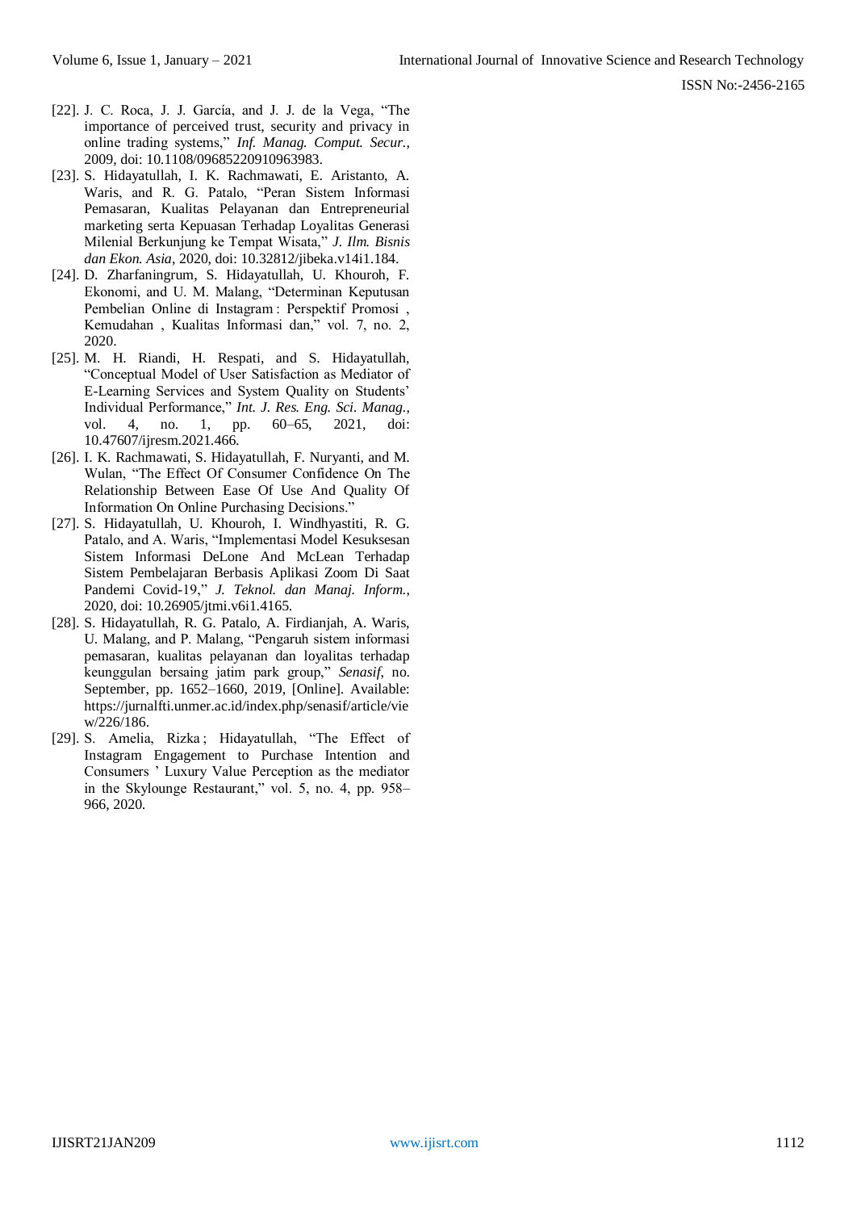[22]. J. C. Roca, J. J. García, and J. J. de la Vega, "The importance of perceived trust, security and privacy in online trading systems," *Inf. Manag. Comput. Secur.*, 2009, doi: 10.1108/09685220910963983.

[23]. S. Hidayatullah, I. K. Rachmawati, E. Aristanto, A. Waris, and R. G. Patalo, "Peran Sistem Informasi Pemasaran, Kualitas Pelayanan dan Entrepreneurial marketing serta Kepuasan Terhadap Loyalitas Generasi Milenial Berkunjung ke Tempat Wisata," *J. Ilm. Bisnis dan Ekon. Asia*, 2020, doi: 10.32812/jibeka.v14i1.184.

[24]. D. Zharfaningrum, S. Hidayatullah, U. Khouroh, F. Ekonomi, and U. M. Malang, "Determinan Keputusan Pembelian Online di Instagram : Perspektif Promosi , Kemudahan , Kualitas Informasi dan," vol. 7, no. 2, 2020.

[25]. M. H. Riandi, H. Respati, and S. Hidayatullah, "Conceptual Model of User Satisfaction as Mediator of E-Learning Services and System Quality on Students' Individual Performance," *Int. J. Res. Eng. Sci. Manag.*, vol. 4, no. 1, pp. 60–65, 2021, doi: 10.47607/ijresm.2021.466.

[26]. I. K. Rachmawati, S. Hidayatullah, F. Nuryanti, and M. Wulan, "The Effect Of Consumer Confidence On The Relationship Between Ease Of Use And Quality Of Information On Online Purchasing Decisions."

[27]. S. Hidayatullah, U. Khouroh, I. Windhyastiti, R. G. Patalo, and A. Waris, "Implementasi Model Kesuksesan Sistem Informasi DeLone And McLean Terhadap Sistem Pembelajaran Berbasis Aplikasi Zoom Di Saat Pandemi Covid-19," *J. Teknol. dan Manaj. Inform.*, 2020, doi: 10.26905/jtmi.v6i1.4165.

[28]. S. Hidayatullah, R. G. Patalo, A. Firdianjah, A. Waris, U. Malang, and P. Malang, "Pengaruh sistem informasi pemasaran, kualitas pelayanan dan loyalitas terhadap keunggulan bersaing jatim park group," *Senasif*, no. September, pp. 1652–1660, 2019, [Online]. Available: https://jurnalfti.unmer.ac.id/index.php/senasif/article/view/226/186.

[29]. S. Amelia, Rizka ; Hidayatullah, "The Effect of Instagram Engagement to Purchase Intention and Consumers ' Luxury Value Perception as the mediator in the Skylounge Restaurant," vol. 5, no. 4, pp. 958–966, 2020.